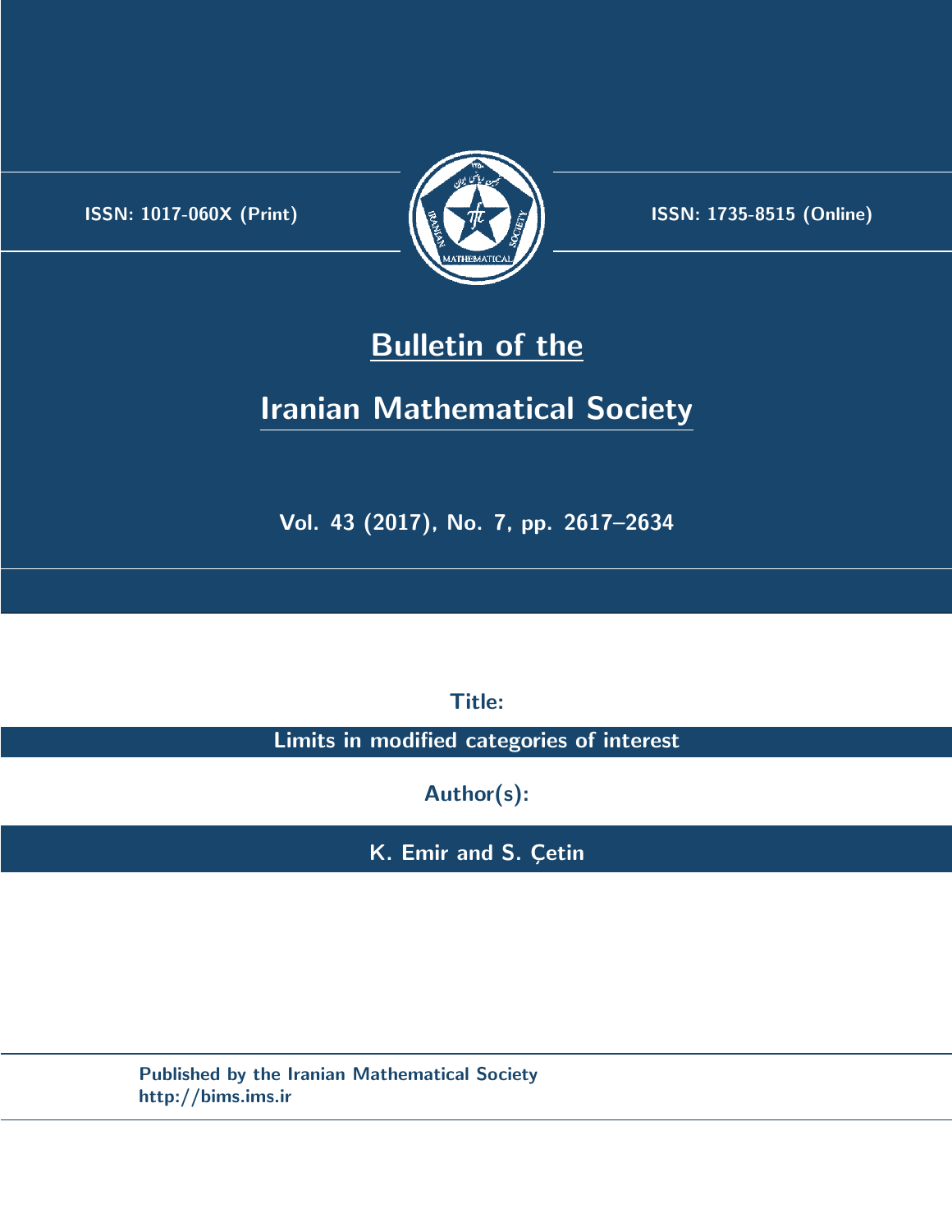ISSN: 1017-060X (Print)

ISSN: 1735-8515 (Online)

# Bulletin of the Iranian Mathematical Society

Vol. 43 (2017), No. 7, pp. 2617–2634

**Title:**

**Limits in modified categories of interest**

**Author(s):**

**K. Emir and S. Çetin**

Published by the Iranian Mathematical Society
http://bims.ims.ir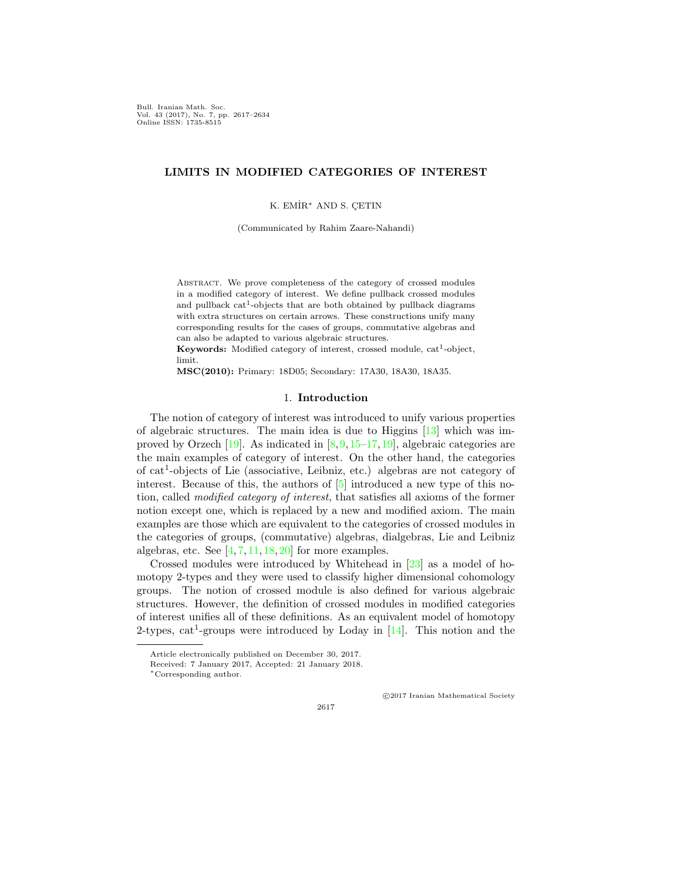Bull. Iranian Math. Soc.
Vol. 43 (2017), No. 7, pp. 2617–2634
Online ISSN: 1735-8515

# LIMITS IN MODIFIED CATEGORIES OF INTEREST

K. EMİR* AND S. ÇETIN

(Communicated by Rahim Zaare-Nahandi)

Abstract. We prove completeness of the category of crossed modules in a modified category of interest. We define pullback crossed modules and pullback cat$^1$-objects that are both obtained by pullback diagrams with extra structures on certain arrows. These constructions unify many corresponding results for the cases of groups, commutative algebras and can also be adapted to various algebraic structures.

**Keywords:** Modified category of interest, crossed module, cat$^1$-object, limit.

**MSC(2010):** Primary: 18D05; Secondary: 17A30, 18A30, 18A35.

## 1. Introduction

The notion of category of interest was introduced to unify various properties of algebraic structures. The main idea is due to Higgins [13] which was improved by Orzech [19]. As indicated in [8, 9, 15–17, 19], algebraic categories are the main examples of category of interest. On the other hand, the categories of cat$^1$-objects of Lie (associative, Leibniz, etc.) algebras are not category of interest. Because of this, the authors of [5] introduced a new type of this notion, called *modified category of interest,* that satisfies all axioms of the former notion except one, which is replaced by a new and modified axiom. The main examples are those which are equivalent to the categories of crossed modules in the categories of groups, (commutative) algebras, dialgebras, Lie and Leibniz algebras, etc. See [4, 7, 11, 18, 20] for more examples.

Crossed modules were introduced by Whitehead in [23] as a model of homotopy 2-types and they were used to classify higher dimensional cohomology groups. The notion of crossed module is also defined for various algebraic structures. However, the definition of crossed modules in modified categories of interest unifies all of these definitions. As an equivalent model of homotopy 2-types, cat$^1$-groups were introduced by Loday in [14]. This notion and the

Article electronically published on December 30, 2017.
Received: 7 January 2017, Accepted: 21 January 2018.
*Corresponding author.

©2017 Iranian Mathematical Society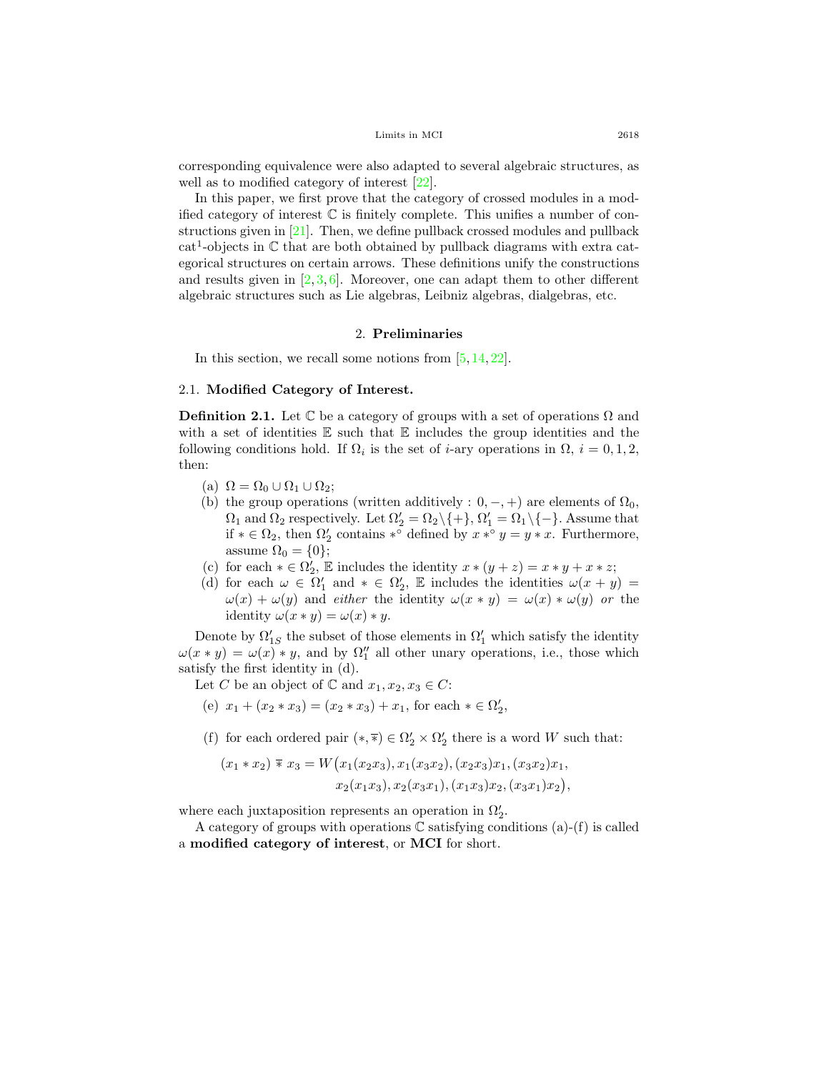corresponding equivalence were also adapted to several algebraic structures, as well as to modified category of interest [22].

In this paper, we first prove that the category of crossed modules in a modified category of interest $\mathbb{C}$ is finitely complete. This unifies a number of constructions given in [21]. Then, we define pullback crossed modules and pullback cat$^1$-objects in $\mathbb{C}$ that are both obtained by pullback diagrams with extra categorical structures on certain arrows. These definitions unify the constructions and results given in [2, 3, 6]. Moreover, one can adapt them to other different algebraic structures such as Lie algebras, Leibniz algebras, dialgebras, etc.

## 2. Preliminaries

In this section, we recall some notions from [5, 14, 22].

### 2.1. Modified Category of Interest.

**Definition 2.1.** Let $\mathbb{C}$ be a category of groups with a set of operations $\Omega$ and with a set of identities $\mathbb{E}$ such that $\mathbb{E}$ includes the group identities and the following conditions hold. If $\Omega_i$ is the set of $i$-ary operations in $\Omega$, $i = 0, 1, 2$, then:

(a) $\Omega = \Omega_0 \cup \Omega_1 \cup \Omega_2$;

(b) the group operations (written additively : $0, -, +$) are elements of $\Omega_0$, $\Omega_1$ and $\Omega_2$ respectively. Let $\Omega_2' = \Omega_2 \backslash \{+\}$, $\Omega_1' = \Omega_1 \backslash \{-\}$. Assume that if $* \in \Omega_2$, then $\Omega_2'$ contains $*^\circ$ defined by $x *^\circ y = y * x$. Furthermore, assume $\Omega_0 = \{0\}$;

(c) for each $* \in \Omega_2'$, $\mathbb{E}$ includes the identity $x * (y + z) = x * y + x * z$;

(d) for each $\omega \in \Omega_1'$ and $* \in \Omega_2'$, $\mathbb{E}$ includes the identities $\omega(x + y) = \omega(x) + \omega(y)$ and *either* the identity $\omega(x * y) = \omega(x) * \omega(y)$ *or* the identity $\omega(x * y) = \omega(x) * y$.

Denote by $\Omega_{1S}'$ the subset of those elements in $\Omega_1'$ which satisfy the identity $\omega(x * y) = \omega(x) * y$, and by $\Omega_1''$ all other unary operations, i.e., those which satisfy the first identity in (d).

Let $C$ be an object of $\mathbb{C}$ and $x_1, x_2, x_3 \in C$:

(e) $x_1 + (x_2 * x_3) = (x_2 * x_3) + x_1$, for each $* \in \Omega_2'$,

(f) for each ordered pair $(*, \overline{*}) \in \Omega_2' \times \Omega_2'$ there is a word $W$ such that:

$$(x_1 * x_2) \mathbin{\overline{*}} x_3 = W\big(x_1(x_2x_3), x_1(x_3x_2), (x_2x_3)x_1, (x_3x_2)x_1, x_2(x_1x_3), x_2(x_3x_1), (x_1x_3)x_2, (x_3x_1)x_2\big),$$

where each juxtaposition represents an operation in $\Omega_2'$.

A category of groups with operations $\mathbb{C}$ satisfying conditions (a)-(f) is called a **modified category of interest**, or **MCI** for short.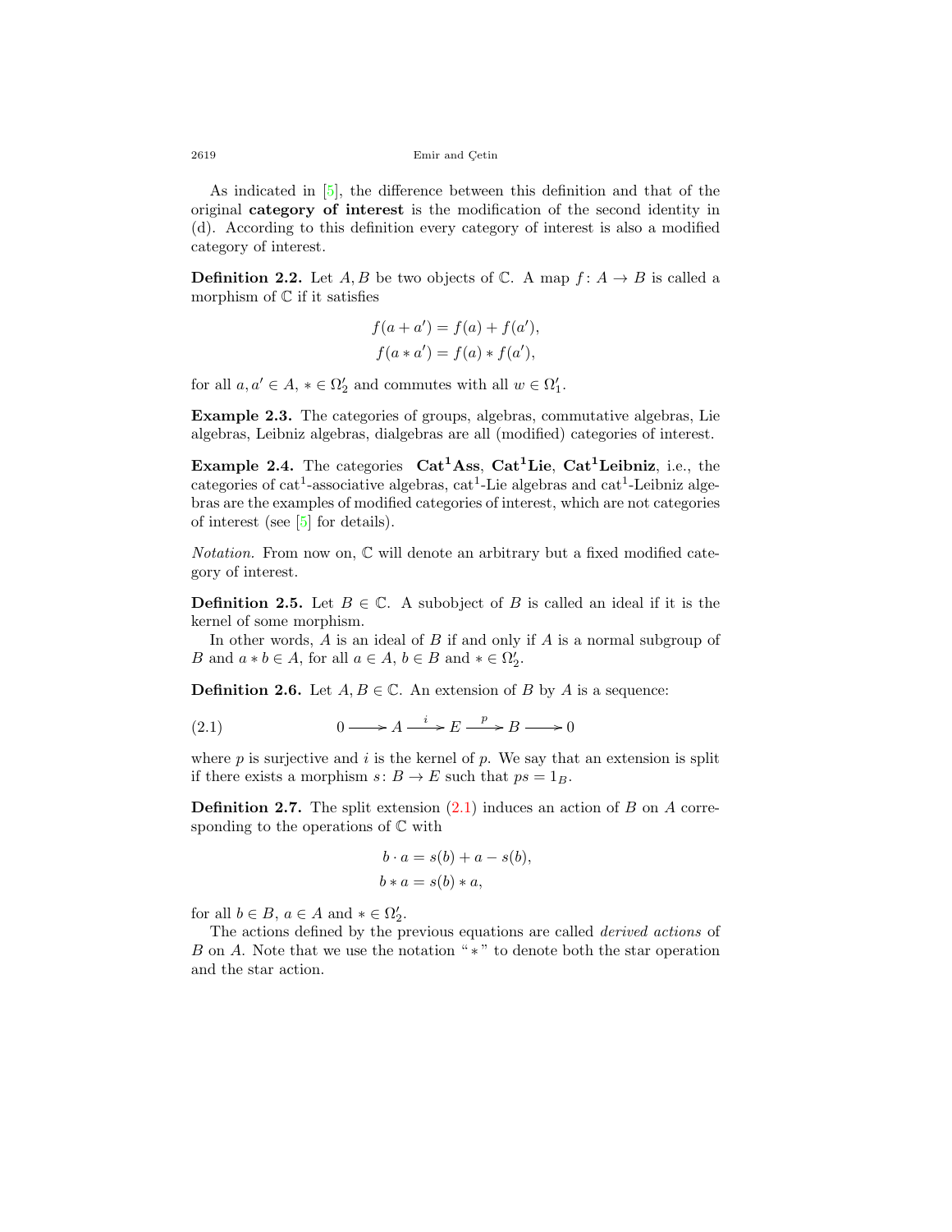As indicated in [5], the difference between this definition and that of the original **category of interest** is the modification of the second identity in (d). According to this definition every category of interest is also a modified category of interest.

**Definition 2.2.** Let $A, B$ be two objects of $\mathbb{C}$. A map $f\colon A \to B$ is called a morphism of $\mathbb{C}$ if it satisfies

$$f(a+a') = f(a) + f(a'),$$
$$f(a * a') = f(a) * f(a'),$$

for all $a, a' \in A$, $* \in \Omega_2'$ and commutes with all $w \in \Omega_1'$.

**Example 2.3.** The categories of groups, algebras, commutative algebras, Lie algebras, Leibniz algebras, dialgebras are all (modified) categories of interest.

**Example 2.4.** The categories $\mathbf{Cat^1Ass}$, $\mathbf{Cat^1Lie}$, $\mathbf{Cat^1Leibniz}$, i.e., the categories of cat$^1$-associative algebras, cat$^1$-Lie algebras and cat$^1$-Leibniz algebras are the examples of modified categories of interest, which are not categories of interest (see [5] for details).

*Notation.* From now on, $\mathbb{C}$ will denote an arbitrary but a fixed modified category of interest.

**Definition 2.5.** Let $B \in \mathbb{C}$. A subobject of $B$ is called an ideal if it is the kernel of some morphism.

In other words, $A$ is an ideal of $B$ if and only if $A$ is a normal subgroup of $B$ and $a * b \in A$, for all $a \in A$, $b \in B$ and $* \in \Omega_2'$.

**Definition 2.6.** Let $A, B \in \mathbb{C}$. An extension of $B$ by $A$ is a sequence:

$$0 \longrightarrow A \xrightarrow{\ i\ } E \xrightarrow{\ p\ } B \longrightarrow 0 \tag{2.1}$$

where $p$ is surjective and $i$ is the kernel of $p$. We say that an extension is split if there exists a morphism $s\colon B \to E$ such that $ps = 1_B$.

**Definition 2.7.** The split extension (2.1) induces an action of $B$ on $A$ corresponding to the operations of $\mathbb{C}$ with

$$b \cdot a = s(b) + a - s(b),$$
$$b * a = s(b) * a,$$

for all $b \in B$, $a \in A$ and $* \in \Omega_2'$.

The actions defined by the previous equations are called *derived actions* of $B$ on $A$. Note that we use the notation "$*$" to denote both the star operation and the star action.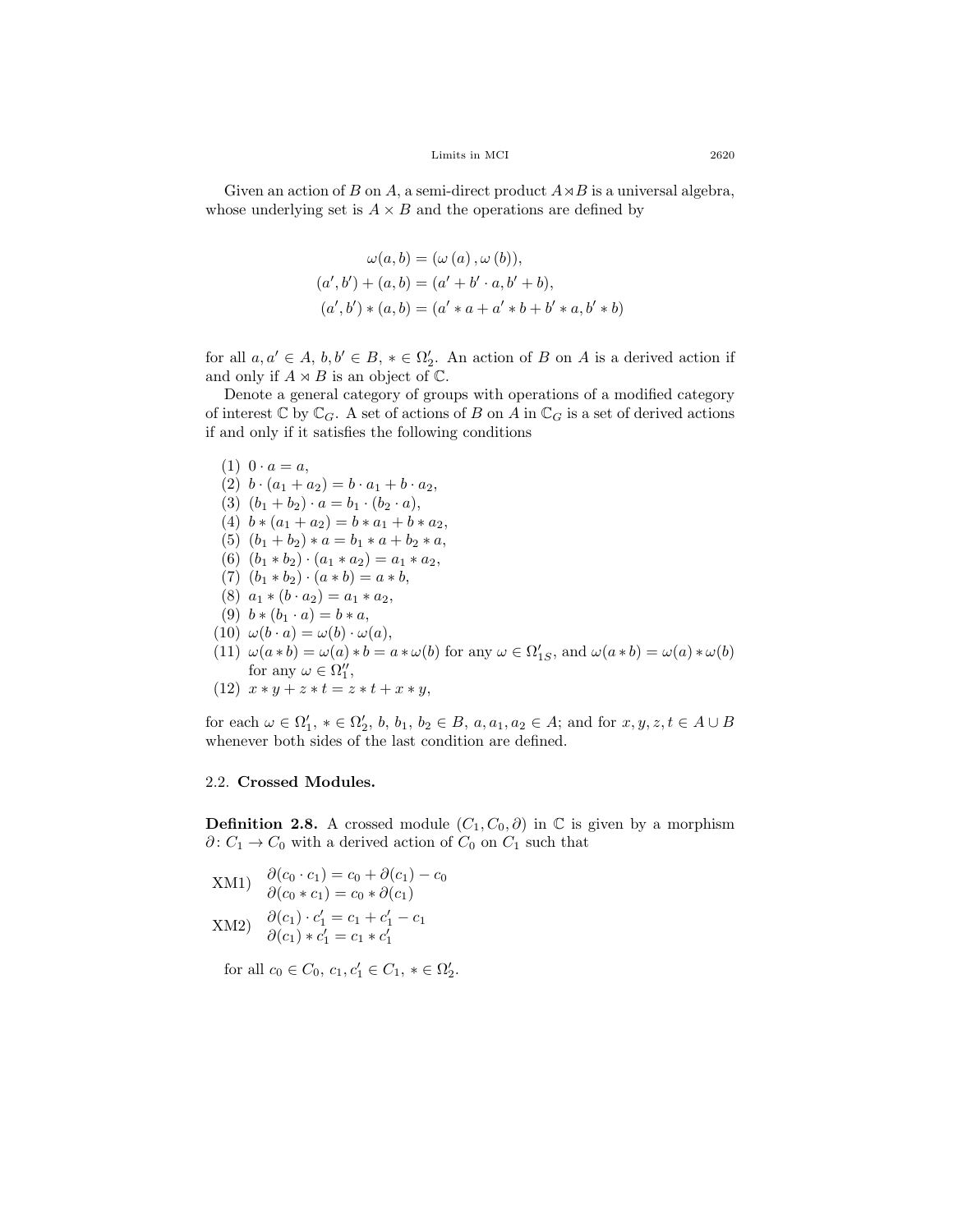Given an action of $B$ on $A$, a semi-direct product $A \rtimes B$ is a universal algebra, whose underlying set is $A \times B$ and the operations are defined by

$$
\begin{aligned}
\omega(a,b) &= (\omega(a), \omega(b)),\\
(a',b') + (a,b) &= (a' + b' \cdot a, b' + b),\\
(a',b') * (a,b) &= (a' * a + a' * b + b' * a, b' * b)
\end{aligned}
$$

for all $a, a' \in A$, $b, b' \in B$, $* \in \Omega_2'$. An action of $B$ on $A$ is a derived action if and only if $A \rtimes B$ is an object of $\mathbb{C}$.

Denote a general category of groups with operations of a modified category of interest $\mathbb{C}$ by $\mathbb{C}_G$. A set of actions of $B$ on $A$ in $\mathbb{C}_G$ is a set of derived actions if and only if it satisfies the following conditions

1. $0 \cdot a = a$,
2. $b \cdot (a_1 + a_2) = b \cdot a_1 + b \cdot a_2$,
3. $(b_1 + b_2) \cdot a = b_1 \cdot (b_2 \cdot a)$,
4. $b * (a_1 + a_2) = b * a_1 + b * a_2$,
5. $(b_1 + b_2) * a = b_1 * a + b_2 * a$,
6. $(b_1 * b_2) \cdot (a_1 * a_2) = a_1 * a_2$,
7. $(b_1 * b_2) \cdot (a * b) = a * b$,
8. $a_1 * (b \cdot a_2) = a_1 * a_2$,
9. $b * (b_1 \cdot a) = b * a$,
10. $\omega(b \cdot a) = \omega(b) \cdot \omega(a)$,
11. $\omega(a * b) = \omega(a) * b = a * \omega(b)$ for any $\omega \in \Omega_{1S}'$, and $\omega(a * b) = \omega(a) * \omega(b)$ for any $\omega \in \Omega_1''$,
12. $x * y + z * t = z * t + x * y$,

for each $\omega \in \Omega_1'$, $* \in \Omega_2'$, $b, b_1, b_2 \in B$, $a, a_1, a_2 \in A$; and for $x, y, z, t \in A \cup B$ whenever both sides of the last condition are defined.

### 2.2. **Crossed Modules.**

**Definition 2.8.** A crossed module $(C_1, C_0, \partial)$ in $\mathbb{C}$ is given by a morphism $\partial \colon C_1 \to C_0$ with a derived action of $C_0$ on $C_1$ such that

XM1) $\partial(c_0 \cdot c_1) = c_0 + \partial(c_1) - c_0$
$\quad\;\;\partial(c_0 * c_1) = c_0 * \partial(c_1)$

XM2) $\partial(c_1) \cdot c_1' = c_1 + c_1' - c_1$
$\quad\;\;\partial(c_1) * c_1' = c_1 * c_1'$

for all $c_0 \in C_0$, $c_1, c_1' \in C_1$, $* \in \Omega_2'$.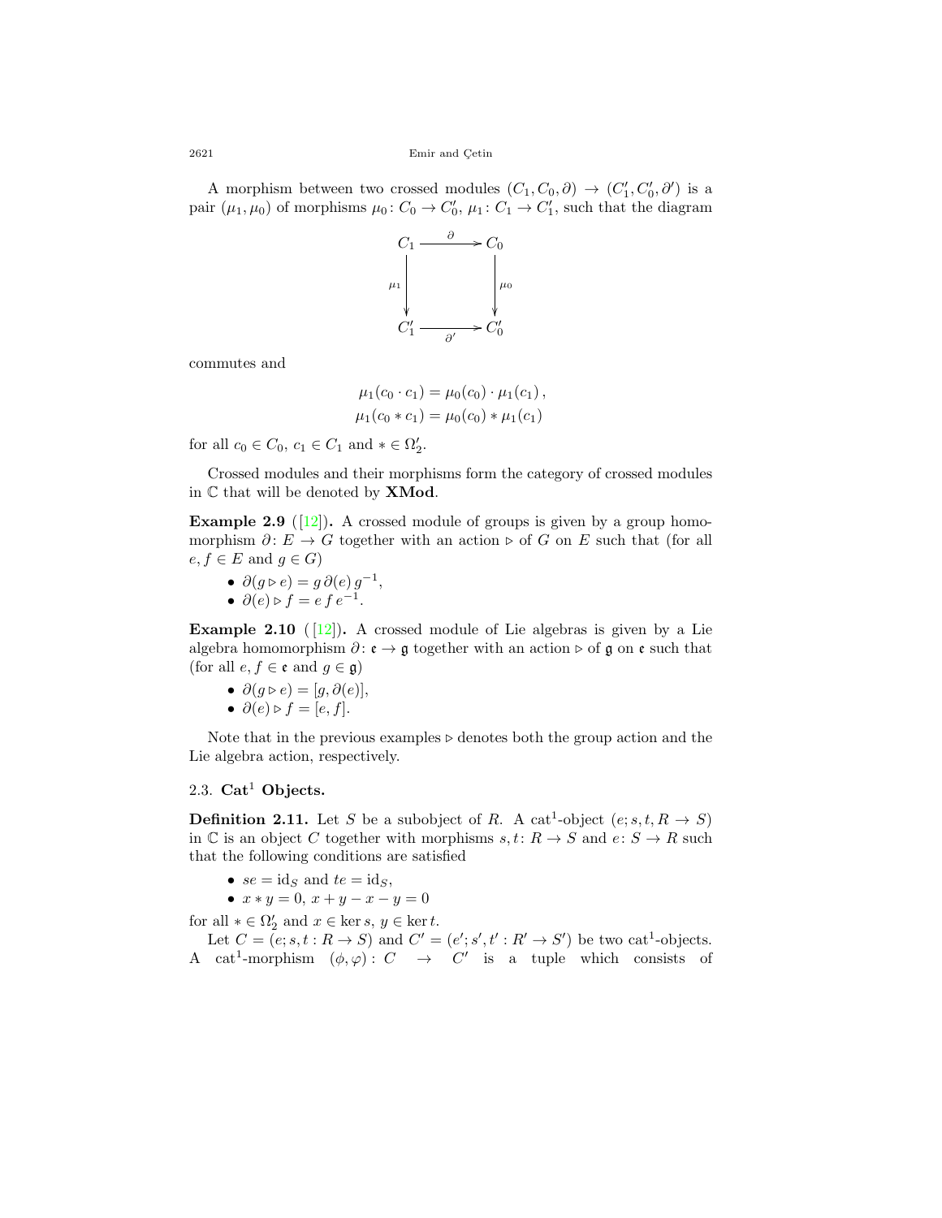A morphism between two crossed modules $(C_1, C_0, \partial) \to (C_1', C_0', \partial')$ is a pair $(\mu_1, \mu_0)$ of morphisms $\mu_0 \colon C_0 \to C_0'$, $\mu_1 \colon C_1 \to C_1'$, such that the diagram

$$\begin{array}{ccc} C_1 & \xrightarrow{\partial} & C_0 \\ {\scriptstyle \mu_1}\downarrow & & \downarrow{\scriptstyle \mu_0} \\ C_1' & \xrightarrow[\partial']{} & C_0' \end{array}$$

commutes and

$$\mu_1(c_0 \cdot c_1) = \mu_0(c_0) \cdot \mu_1(c_1)\,,$$
$$\mu_1(c_0 * c_1) = \mu_0(c_0) * \mu_1(c_1)$$

for all $c_0 \in C_0$, $c_1 \in C_1$ and $* \in \Omega_2'$.

Crossed modules and their morphisms form the category of crossed modules in $\mathbb{C}$ that will be denoted by **XMod**.

**Example 2.9** ([12]). A crossed module of groups is given by a group homomorphism $\partial \colon E \to G$ together with an action $\triangleright$ of $G$ on $E$ such that (for all $e, f \in E$ and $g \in G$)

- $\partial(g \triangleright e) = g\,\partial(e)\,g^{-1}$,
- $\partial(e) \triangleright f = e\,f\,e^{-1}$.

**Example 2.10** ([12]). A crossed module of Lie algebras is given by a Lie algebra homomorphism $\partial \colon \mathfrak{e} \to \mathfrak{g}$ together with an action $\triangleright$ of $\mathfrak{g}$ on $\mathfrak{e}$ such that (for all $e, f \in \mathfrak{e}$ and $g \in \mathfrak{g}$)

- $\partial(g \triangleright e) = [g, \partial(e)]$,
- $\partial(e) \triangleright f = [e, f]$.

Note that in the previous examples $\triangleright$ denotes both the group action and the Lie algebra action, respectively.

### 2.3. $\mathbf{Cat}^1$ Objects.

**Definition 2.11.** Let $S$ be a subobject of $R$. A cat$^1$-object $(e; s, t, R \to S)$ in $\mathbb{C}$ is an object $C$ together with morphisms $s, t \colon R \to S$ and $e \colon S \to R$ such that the following conditions are satisfied

- $se = \mathrm{id}_S$ and $te = \mathrm{id}_S$,
- $x * y = 0$, $x + y - x - y = 0$

for all $* \in \Omega_2'$ and $x \in \ker s$, $y \in \ker t$.

Let $C = (e; s, t : R \to S)$ and $C' = (e'; s', t' : R' \to S')$ be two cat$^1$-objects. A cat$^1$-morphism $(\phi, \varphi) : C \to C'$ is a tuple which consists of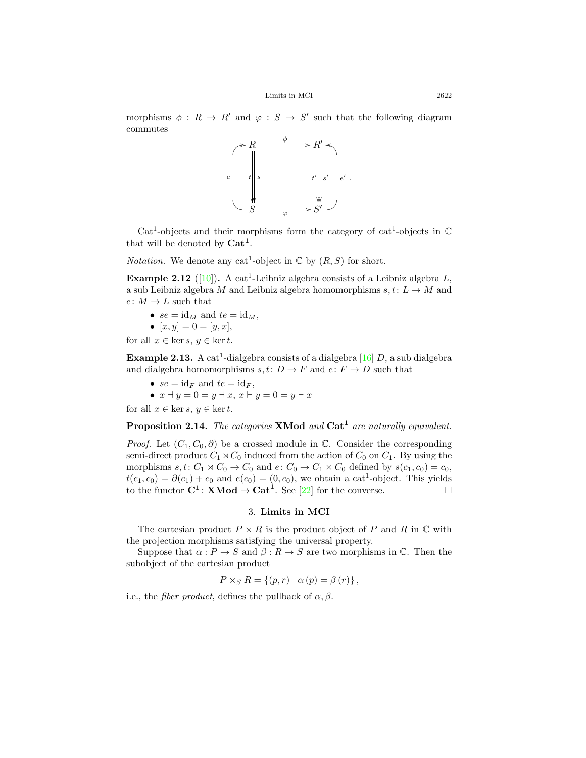morphisms $\phi : R \to R'$ and $\varphi : S \to S'$ such that the following diagram commutes

$$\begin{array}{ccc} R & \xrightarrow{\phi} & R' \\ {\scriptstyle e}\uparrow\; t\downarrow\downarrow s & & t'\downarrow\downarrow s'\;\uparrow{\scriptstyle e'} \\ S & \xrightarrow[\varphi]{} & S' \end{array}.$$

Cat$^1$-objects and their morphisms form the category of cat$^1$-objects in $\mathbb{C}$ that will be denoted by $\mathbf{Cat^1}$.

*Notation.* We denote any cat$^1$-object in $\mathbb{C}$ by $(R, S)$ for short.

**Example 2.12** ([10]). A cat$^1$-Leibniz algebra consists of a Leibniz algebra $L$, a sub Leibniz algebra $M$ and Leibniz algebra homomorphisms $s, t \colon L \to M$ and $e \colon M \to L$ such that

- $se = \mathrm{id}_M$ and $te = \mathrm{id}_M$,
- $[x, y] = 0 = [y, x]$,

for all $x \in \ker s$, $y \in \ker t$.

**Example 2.13.** A cat$^1$-dialgebra consists of a dialgebra [16] $D$, a sub dialgebra and dialgebra homomorphisms $s, t \colon D \to F$ and $e \colon F \to D$ such that

- $se = \mathrm{id}_F$ and $te = \mathrm{id}_F$,
- $x \dashv y = 0 = y \dashv x$, $x \vdash y = 0 = y \vdash x$

for all $x \in \ker s$, $y \in \ker t$.

**Proposition 2.14.** *The categories* $\mathbf{XMod}$ *and* $\mathbf{Cat^1}$ *are naturally equivalent.*

*Proof.* Let $(C_1, C_0, \partial)$ be a crossed module in $\mathbb{C}$. Consider the corresponding semi-direct product $C_1 \rtimes C_0$ induced from the action of $C_0$ on $C_1$. By using the morphisms $s, t \colon C_1 \rtimes C_0 \to C_0$ and $e \colon C_0 \to C_1 \rtimes C_0$ defined by $s(c_1, c_0) = c_0$, $t(c_1, c_0) = \partial(c_1) + c_0$ and $e(c_0) = (0, c_0)$, we obtain a cat$^1$-object. This yields to the functor $\mathbf{C^1} \colon \mathbf{XMod} \to \mathbf{Cat^1}$. See [22] for the converse. $\square$

## 3. Limits in MCI

The cartesian product $P \times R$ is the product object of $P$ and $R$ in $\mathbb{C}$ with the projection morphisms satisfying the universal property.

Suppose that $\alpha : P \to S$ and $\beta : R \to S$ are two morphisms in $\mathbb{C}$. Then the subobject of the cartesian product

$$P \times_S R = \{(p, r) \mid \alpha(p) = \beta(r)\},$$

i.e., the *fiber product*, defines the pullback of $\alpha, \beta$.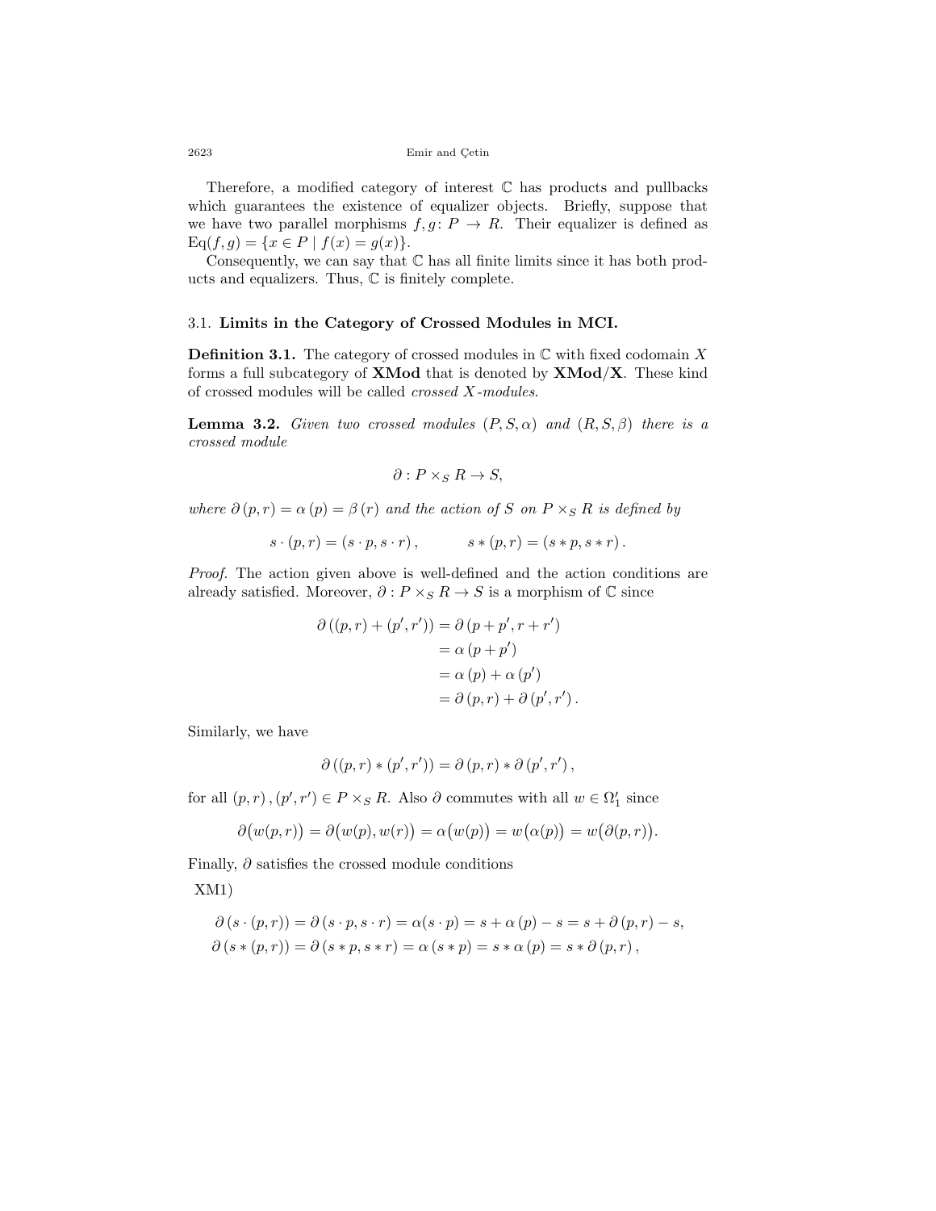Therefore, a modified category of interest $\mathbb{C}$ has products and pullbacks which guarantees the existence of equalizer objects. Briefly, suppose that we have two parallel morphisms $f, g\colon P \to R$. Their equalizer is defined as $\mathrm{Eq}(f,g) = \{x \in P \mid f(x) = g(x)\}$.

Consequently, we can say that $\mathbb{C}$ has all finite limits since it has both products and equalizers. Thus, $\mathbb{C}$ is finitely complete.

### 3.1. Limits in the Category of Crossed Modules in MCI.

**Definition 3.1.** The category of crossed modules in $\mathbb{C}$ with fixed codomain $X$ forms a full subcategory of **XMod** that is denoted by **XMod/X**. These kind of crossed modules will be called *crossed $X$-modules*.

**Lemma 3.2.** *Given two crossed modules $(P, S, \alpha)$ and $(R, S, \beta)$ there is a crossed module*

$$\partial : P \times_S R \to S,$$

*where $\partial(p, r) = \alpha(p) = \beta(r)$ and the action of $S$ on $P \times_S R$ is defined by*

$$s \cdot (p, r) = (s \cdot p, s \cdot r), \qquad s * (p, r) = (s * p, s * r).$$

*Proof.* The action given above is well-defined and the action conditions are already satisfied. Moreover, $\partial : P \times_S R \to S$ is a morphism of $\mathbb{C}$ since

$$\begin{aligned} \partial((p, r) + (p', r')) &= \partial(p + p', r + r') \\ &= \alpha(p + p') \\ &= \alpha(p) + \alpha(p') \\ &= \partial(p, r) + \partial(p', r'). \end{aligned}$$

Similarly, we have

$$\partial((p, r) * (p', r')) = \partial(p, r) * \partial(p', r'),$$

for all $(p, r), (p', r') \in P \times_S R$. Also $\partial$ commutes with all $w \in \Omega_1'$ since

$$\partial\big(w(p, r)\big) = \partial\big(w(p), w(r)\big) = \alpha\big(w(p)\big) = w\big(\alpha(p)\big) = w\big(\partial(p, r)\big).$$

Finally, $\partial$ satisfies the crossed module conditions

XM1)

$$\begin{aligned} &\partial(s \cdot (p, r)) = \partial(s \cdot p, s \cdot r) = \alpha(s \cdot p) = s + \alpha(p) - s = s + \partial(p, r) - s, \\ &\partial(s * (p, r)) = \partial(s * p, s * r) = \alpha(s * p) = s * \alpha(p) = s * \partial(p, r), \end{aligned}$$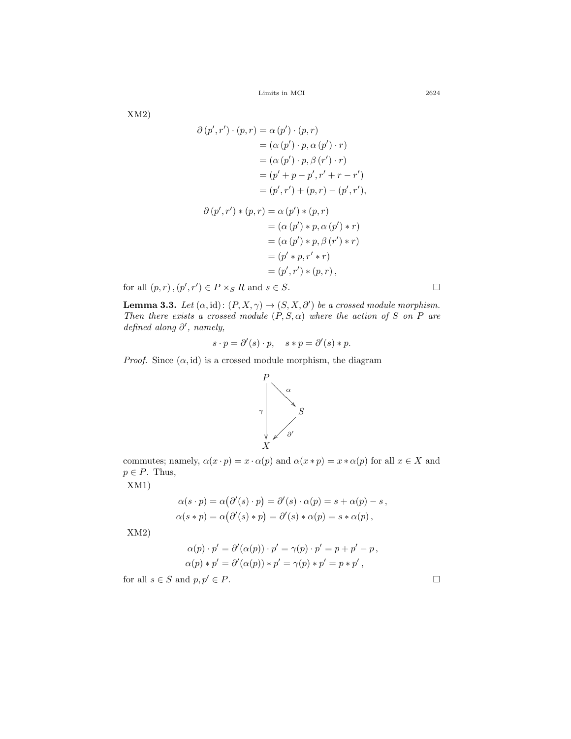XM2)

$$
\begin{aligned}
\partial\left(p', r'\right) \cdot (p, r) &= \alpha\left(p'\right) \cdot (p, r) \\
&= \left(\alpha\left(p'\right) \cdot p, \alpha\left(p'\right) \cdot r\right) \\
&= \left(\alpha\left(p'\right) \cdot p, \beta\left(r'\right) \cdot r\right) \\
&= \left(p' + p - p', r' + r - r'\right) \\
&= \left(p', r'\right) + (p, r) - \left(p', r'\right),
\end{aligned}
$$

$$
\begin{aligned}
\partial\left(p', r'\right) * (p, r) &= \alpha\left(p'\right) * (p, r) \\
&= \left(\alpha\left(p'\right) * p, \alpha\left(p'\right) * r\right) \\
&= \left(\alpha\left(p'\right) * p, \beta\left(r'\right) * r\right) \\
&= \left(p' * p, r' * r\right) \\
&= \left(p', r'\right) * (p, r),
\end{aligned}
$$

for all $(p, r), (p', r') \in P \times_S R$ and $s \in S$. □

**Lemma 3.3.** *Let* $(\alpha, \mathrm{id}) \colon (P, X, \gamma) \to (S, X, \partial')$ *be a crossed module morphism. Then there exists a crossed module* $(P, S, \alpha)$ *where the action of* $S$ *on* $P$ *are defined along* $\partial'$*, namely,*

$$
s \cdot p = \partial'(s) \cdot p, \quad s * p = \partial'(s) * p.
$$

*Proof.* Since $(\alpha, \mathrm{id})$ is a crossed module morphism, the diagram

$$
\begin{array}{ccc}
P & \xrightarrow{\alpha} & S \\
{\scriptstyle\gamma}\downarrow & \swarrow{\scriptstyle\partial'} & \\
X & &
\end{array}
$$

commutes; namely, $\alpha(x \cdot p) = x \cdot \alpha(p)$ and $\alpha(x * p) = x * \alpha(p)$ for all $x \in X$ and $p \in P$. Thus,

XM1)

$$
\begin{aligned}
\alpha(s \cdot p) &= \alpha\big(\partial'(s) \cdot p\big) = \partial'(s) \cdot \alpha(p) = s + \alpha(p) - s\,, \\
\alpha(s * p) &= \alpha\big(\partial'(s) * p\big) = \partial'(s) * \alpha(p) = s * \alpha(p)\,,
\end{aligned}
$$

XM2)

$$
\begin{aligned}
\alpha(p) \cdot p' &= \partial'(\alpha(p)) \cdot p' = \gamma(p) \cdot p' = p + p' - p\,, \\
\alpha(p) * p' &= \partial'(\alpha(p)) * p' = \gamma(p) * p' = p * p'\,,
\end{aligned}
$$

for all $s \in S$ and $p, p' \in P$. □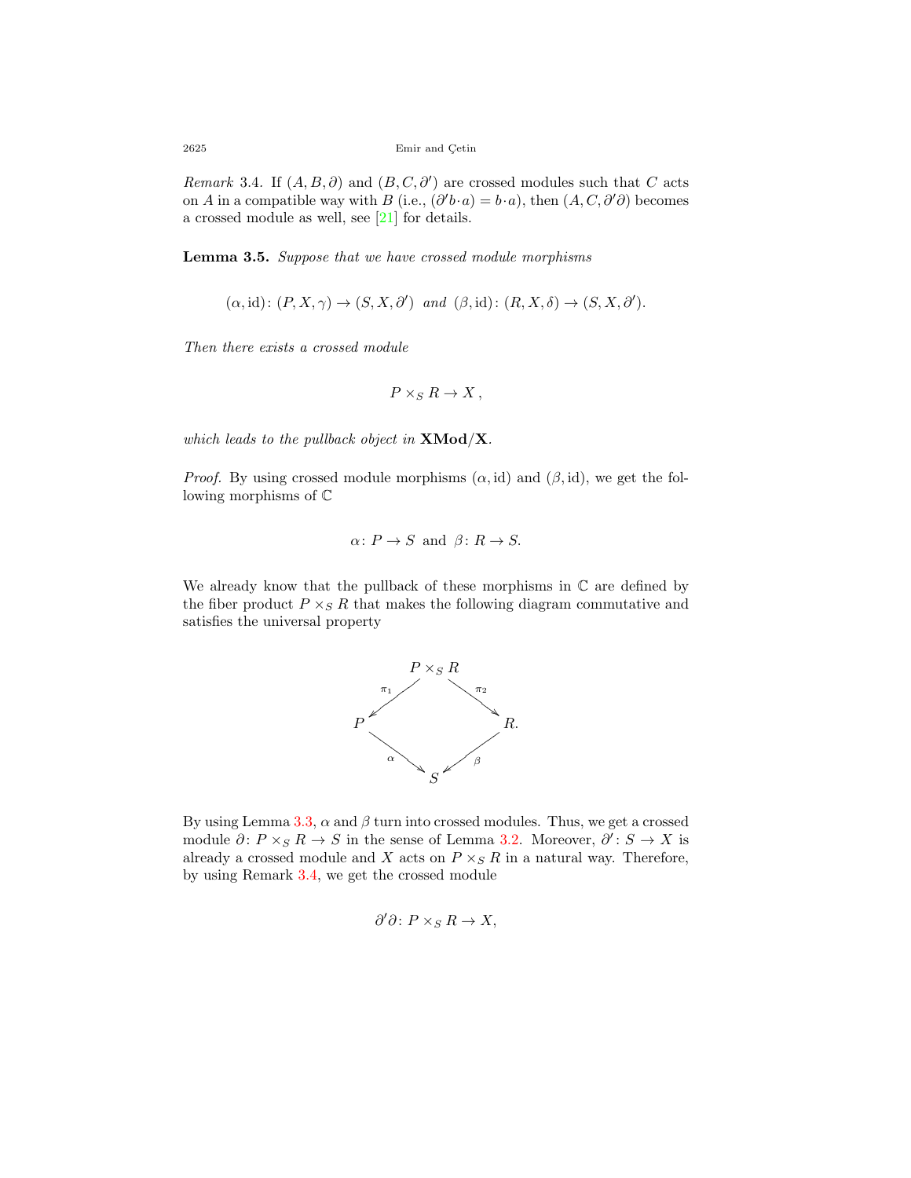*Remark* 3.4. If $(A, B, \partial)$ and $(B, C, \partial')$ are crossed modules such that $C$ acts on $A$ in a compatible way with $B$ (i.e., $(\partial' b \cdot a) = b \cdot a$), then $(A, C, \partial'\partial)$ becomes a crossed module as well, see [21] for details.

**Lemma 3.5.** *Suppose that we have crossed module morphisms*

$$(\alpha, \mathrm{id})\colon (P, X, \gamma) \to (S, X, \partial') \ \ \textit{and} \ \ (\beta, \mathrm{id})\colon (R, X, \delta) \to (S, X, \partial').$$

*Then there exists a crossed module*

$$P \times_S R \to X\,,$$

*which leads to the pullback object in* **XMod/X**.

*Proof.* By using crossed module morphisms $(\alpha, \mathrm{id})$ and $(\beta, \mathrm{id})$, we get the following morphisms of $\mathbb{C}$

$$\alpha\colon P \to S \ \text{ and } \ \beta\colon R \to S.$$

We already know that the pullback of these morphisms in $\mathbb{C}$ are defined by the fiber product $P \times_S R$ that makes the following diagram commutative and satisfies the universal property

$$\begin{array}{ccccc} & & P \times_S R & & \\ & \swarrow^{\pi_1} & & \searrow^{\pi_2} & \\ P & & & & R. \\ & \searrow_{\alpha} & & \swarrow_{\beta} & \\ & & S & & \end{array}$$

By using Lemma 3.3, $\alpha$ and $\beta$ turn into crossed modules. Thus, we get a crossed module $\partial\colon P \times_S R \to S$ in the sense of Lemma 3.2. Moreover, $\partial'\colon S \to X$ is already a crossed module and $X$ acts on $P \times_S R$ in a natural way. Therefore, by using Remark 3.4, we get the crossed module

$$\partial'\partial\colon P \times_S R \to X,$$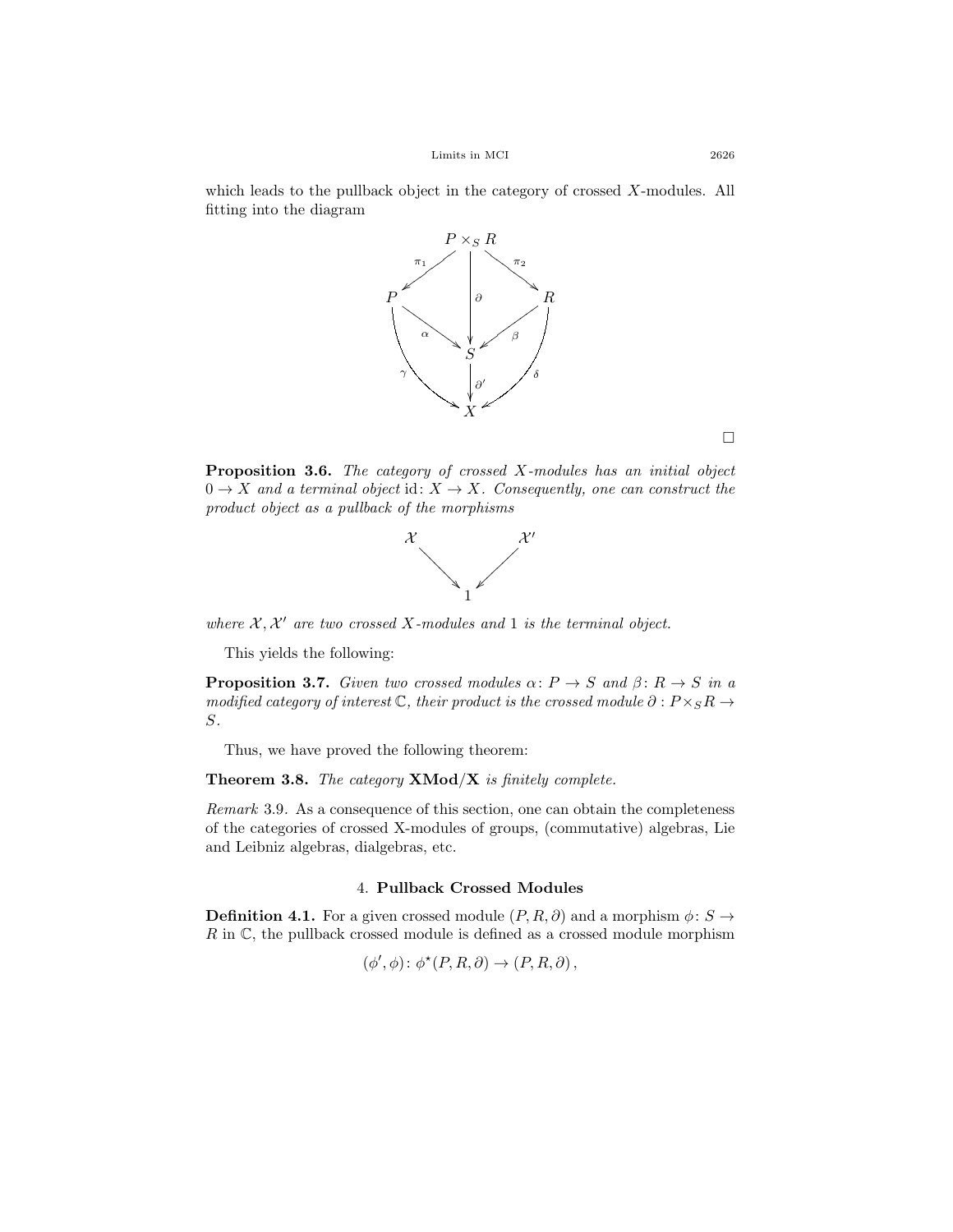which leads to the pullback object in the category of crossed $X$-modules. All fitting into the diagram

$$
\begin{array}{ccccc}
 & & P \times_S R & & \\
 & \swarrow^{\pi_1} & \downarrow \partial & \searrow^{\pi_2} & \\
P & & & & R \\
 & \searrow^{\alpha} & & \swarrow^{\beta} & \\
 & & S & & \\
 & \gamma & \downarrow \partial' & \delta & \\
 & & X & &
\end{array}
$$

□

**Proposition 3.6.** *The category of crossed $X$-modules has an initial object $0 \to X$ and a terminal object $\mathrm{id}\colon X \to X$. Consequently, one can construct the product object as a pullback of the morphisms*

$$
\begin{array}{ccc}
\mathcal{X} & & \mathcal{X}' \\
 & \searrow \quad \swarrow & \\
 & 1 &
\end{array}
$$

*where $\mathcal{X}, \mathcal{X}'$ are two crossed $X$-modules and $1$ is the terminal object.*

This yields the following:

**Proposition 3.7.** *Given two crossed modules $\alpha\colon P \to S$ and $\beta\colon R \to S$ in a modified category of interest $\mathbb{C}$, their product is the crossed module $\partial : P \times_S R \to S$.*

Thus, we have proved the following theorem:

**Theorem 3.8.** *The category* **XMod/X** *is finitely complete.*

*Remark* 3.9. As a consequence of this section, one can obtain the completeness of the categories of crossed X-modules of groups, (commutative) algebras, Lie and Leibniz algebras, dialgebras, etc.

## 4. Pullback Crossed Modules

**Definition 4.1.** For a given crossed module $(P, R, \partial)$ and a morphism $\phi\colon S \to R$ in $\mathbb{C}$, the pullback crossed module is defined as a crossed module morphism

$$(\phi', \phi)\colon \phi^{\star}(P, R, \partial) \to (P, R, \partial)\,,$$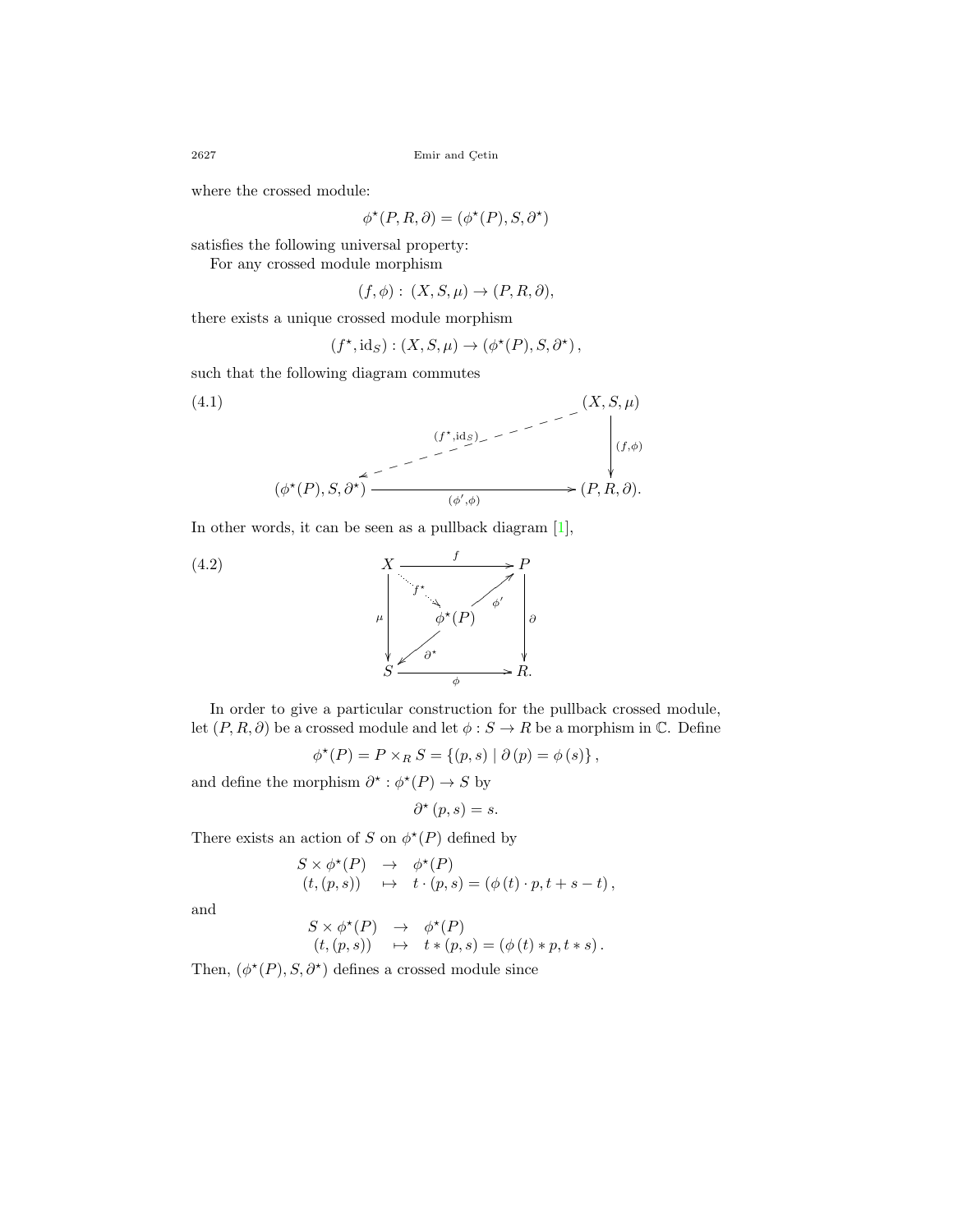where the crossed module:

$$\phi^{\star}(P, R, \partial) = (\phi^{\star}(P), S, \partial^{\star})$$

satisfies the following universal property:

For any crossed module morphism

$$(f, \phi) : (X, S, \mu) \to (P, R, \partial),$$

there exists a unique crossed module morphism

$$(f^{\star}, \mathrm{id}_S) : (X, S, \mu) \to (\phi^{\star}(P), S, \partial^{\star}),$$

such that the following diagram commutes

$$\begin{array}{ccc} & & (X, S, \mu) \\ & \swarrow^{(f^{\star}, \mathrm{id}_S)} & \downarrow (f,\phi) \\ (\phi^{\star}(P), S, \partial^{\star}) & \xrightarrow{(\phi', \phi)} & (P, R, \partial). \end{array} \tag{4.1}$$

In other words, it can be seen as a pullback diagram [1],

$$\begin{array}{ccc} X & \xrightarrow{f} & P \\ & \searrow^{f^{\star}} \quad \phi^{\star}(P) \quad \nearrow^{\phi'} & \\ \mu \downarrow & \swarrow_{\partial^{\star}} & \downarrow \partial \\ S & \xrightarrow{\phi} & R. \end{array} \tag{4.2}$$

In order to give a particular construction for the pullback crossed module, let $(P, R, \partial)$ be a crossed module and let $\phi : S \to R$ be a morphism in $\mathbb{C}$. Define

$$\phi^{\star}(P) = P \times_R S = \{(p, s) \mid \partial(p) = \phi(s)\},$$

and define the morphism $\partial^{\star} : \phi^{\star}(P) \to S$ by

$$\partial^{\star}(p, s) = s.$$

There exists an action of $S$ on $\phi^{\star}(P)$ defined by

$$\begin{array}{rcl} S \times \phi^{\star}(P) & \to & \phi^{\star}(P) \\ (t, (p, s)) & \mapsto & t \cdot (p, s) = (\phi(t) \cdot p, t + s - t), \end{array}$$

and

$$\begin{array}{rcl} S \times \phi^{\star}(P) & \to & \phi^{\star}(P) \\ (t, (p, s)) & \mapsto & t * (p, s) = (\phi(t) * p, t * s). \end{array}$$

Then, $(\phi^{\star}(P), S, \partial^{\star})$ defines a crossed module since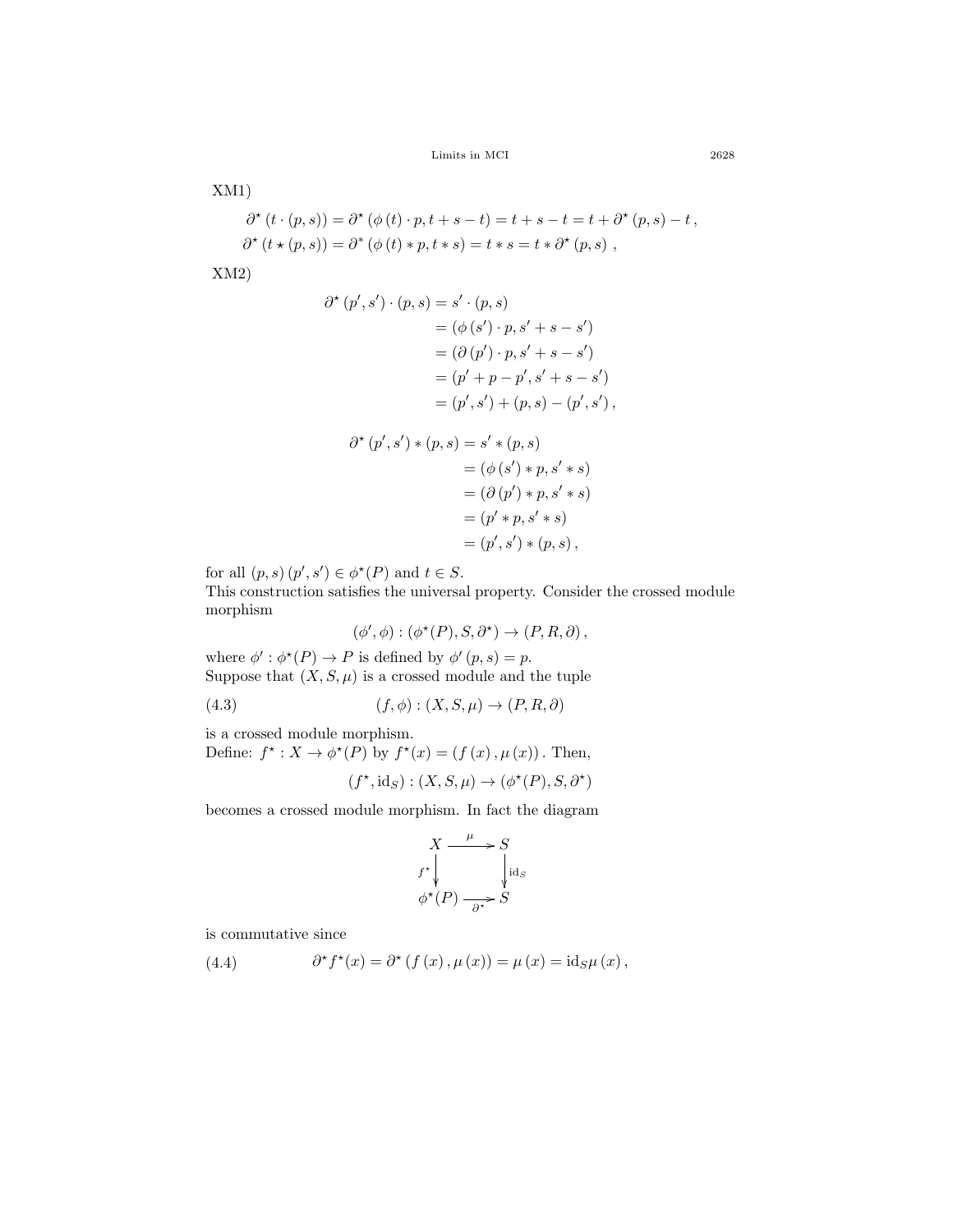XM1)

$$\partial^{\star}\left(t\cdot(p,s)\right)=\partial^{\star}\left(\phi\left(t\right)\cdot p,t+s-t\right)=t+s-t=t+\partial^{\star}\left(p,s\right)-t\,,$$

$$\partial^{\star}\left(t\star(p,s)\right)=\partial^{*}\left(\phi\left(t\right)*p,t*s\right)=t*s=t*\partial^{\star}\left(p,s\right)\ ,$$

XM2)

$$\begin{aligned}\partial^{\star}\left(p',s'\right)\cdot(p,s)&=s'\cdot(p,s)\\&=\left(\phi\left(s'\right)\cdot p,s'+s-s'\right)\\&=\left(\partial\left(p'\right)\cdot p,s'+s-s'\right)\\&=\left(p'+p-p',s'+s-s'\right)\\&=\left(p',s'\right)+(p,s)-\left(p',s'\right),\end{aligned}$$

$$\begin{aligned}\partial^{\star}\left(p',s'\right)*(p,s)&=s'*(p,s)\\&=\left(\phi\left(s'\right)*p,s'*s\right)\\&=\left(\partial\left(p'\right)*p,s'*s\right)\\&=\left(p'*p,s'*s\right)\\&=\left(p',s'\right)*(p,s)\,,\end{aligned}$$

for all $(p,s)\,(p',s')\in\phi^{\star}(P)$ and $t\in S$.
This construction satisfies the universal property. Consider the crossed module morphism

$$(\phi',\phi):(\phi^{\star}(P),S,\partial^{\star})\to(P,R,\partial)\,,$$

where $\phi':\phi^{\star}(P)\to P$ is defined by $\phi'\left(p,s\right)=p$.
Suppose that $(X,S,\mu)$ is a crossed module and the tuple

$$(f,\phi):(X,S,\mu)\to(P,R,\partial) \tag{4.3}$$

is a crossed module morphism.
Define: $f^{\star}:X\to\phi^{\star}(P)$ by $f^{\star}(x)=\left(f\left(x\right),\mu\left(x\right)\right)$. Then,

$$(f^{\star},\mathrm{id}_S):(X,S,\mu)\to(\phi^{\star}(P),S,\partial^{\star})$$

becomes a crossed module morphism. In fact the diagram

$$\begin{array}{ccc} X & \xrightarrow{\ \mu\ } & S \\ {\scriptstyle f^{\star}}\downarrow & & \downarrow{\scriptstyle \mathrm{id}_S} \\ \phi^{\star}(P) & \xrightarrow[\ \partial^{\star}\ ]{} & S \end{array}$$

is commutative since

$$\partial^{\star}f^{\star}(x)=\partial^{\star}\left(f\left(x\right),\mu\left(x\right)\right)=\mu\left(x\right)=\mathrm{id}_S\mu\left(x\right), \tag{4.4}$$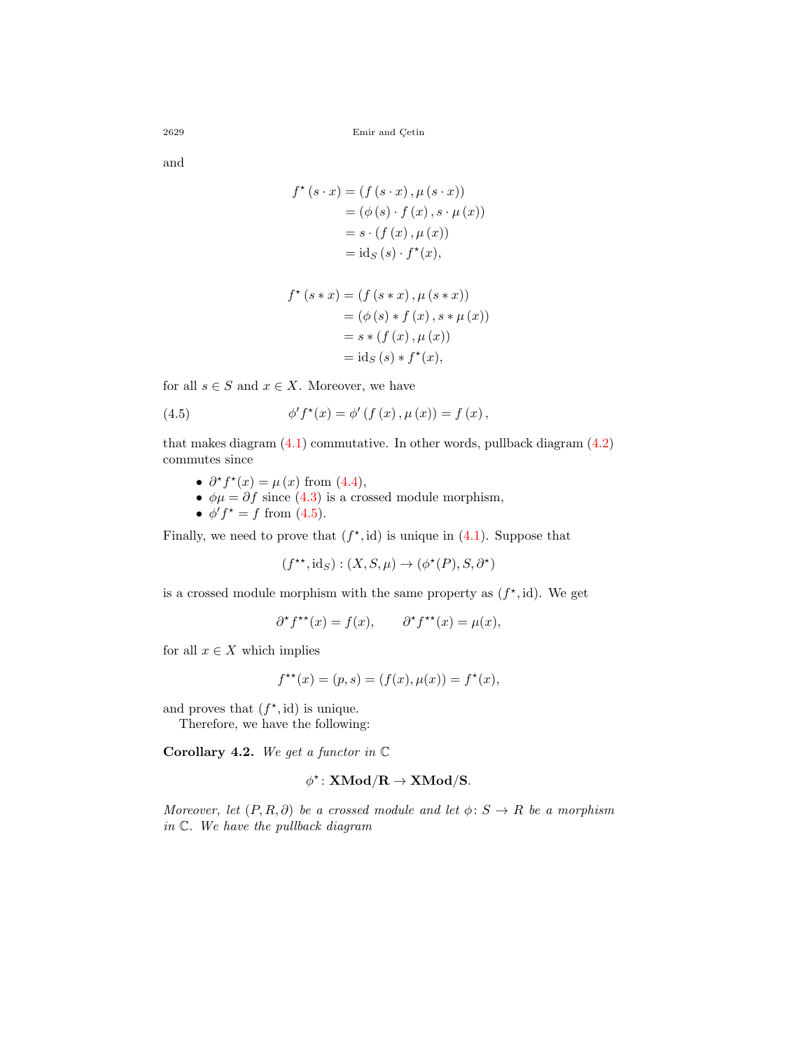and

$$
\begin{aligned}
f^{\star}(s \cdot x) &= (f(s \cdot x), \mu(s \cdot x)) \\
&= (\phi(s) \cdot f(x), s \cdot \mu(x)) \\
&= s \cdot (f(x), \mu(x)) \\
&= \mathrm{id}_S(s) \cdot f^{\star}(x),
\end{aligned}
$$

$$
\begin{aligned}
f^{\star}(s * x) &= (f(s * x), \mu(s * x)) \\
&= (\phi(s) * f(x), s * \mu(x)) \\
&= s * (f(x), \mu(x)) \\
&= \mathrm{id}_S(s) * f^{\star}(x),
\end{aligned}
$$

for all $s \in S$ and $x \in X$. Moreover, we have

$$
\phi' f^{\star}(x) = \phi'(f(x), \mu(x)) = f(x), \tag{4.5}
$$

that makes diagram (4.1) commutative. In other words, pullback diagram (4.2) commutes since

- $\partial^{\star} f^{\star}(x) = \mu(x)$ from (4.4),
- $\phi\mu = \partial f$ since (4.3) is a crossed module morphism,
- $\phi' f^{\star} = f$ from (4.5).

Finally, we need to prove that $(f^{\star}, \mathrm{id})$ is unique in (4.1). Suppose that

$$
(f^{\star\star}, \mathrm{id}_S) : (X, S, \mu) \to (\phi^{\star}(P), S, \partial^{\star})
$$

is a crossed module morphism with the same property as $(f^{\star}, \mathrm{id})$. We get

$$
\partial^{\star} f^{\star\star}(x) = f(x), \qquad \partial^{\star} f^{\star\star}(x) = \mu(x),
$$

for all $x \in X$ which implies

$$
f^{\star\star}(x) = (p, s) = (f(x), \mu(x)) = f^{\star}(x),
$$

and proves that $(f^{\star}, \mathrm{id})$ is unique.

Therefore, we have the following:

**Corollary 4.2.** *We get a functor in* $\mathbb{C}$

$$
\phi^{\star} \colon \mathbf{XMod/R} \to \mathbf{XMod/S}.
$$

*Moreover, let* $(P, R, \partial)$ *be a crossed module and let* $\phi \colon S \to R$ *be a morphism in* $\mathbb{C}$. *We have the pullback diagram*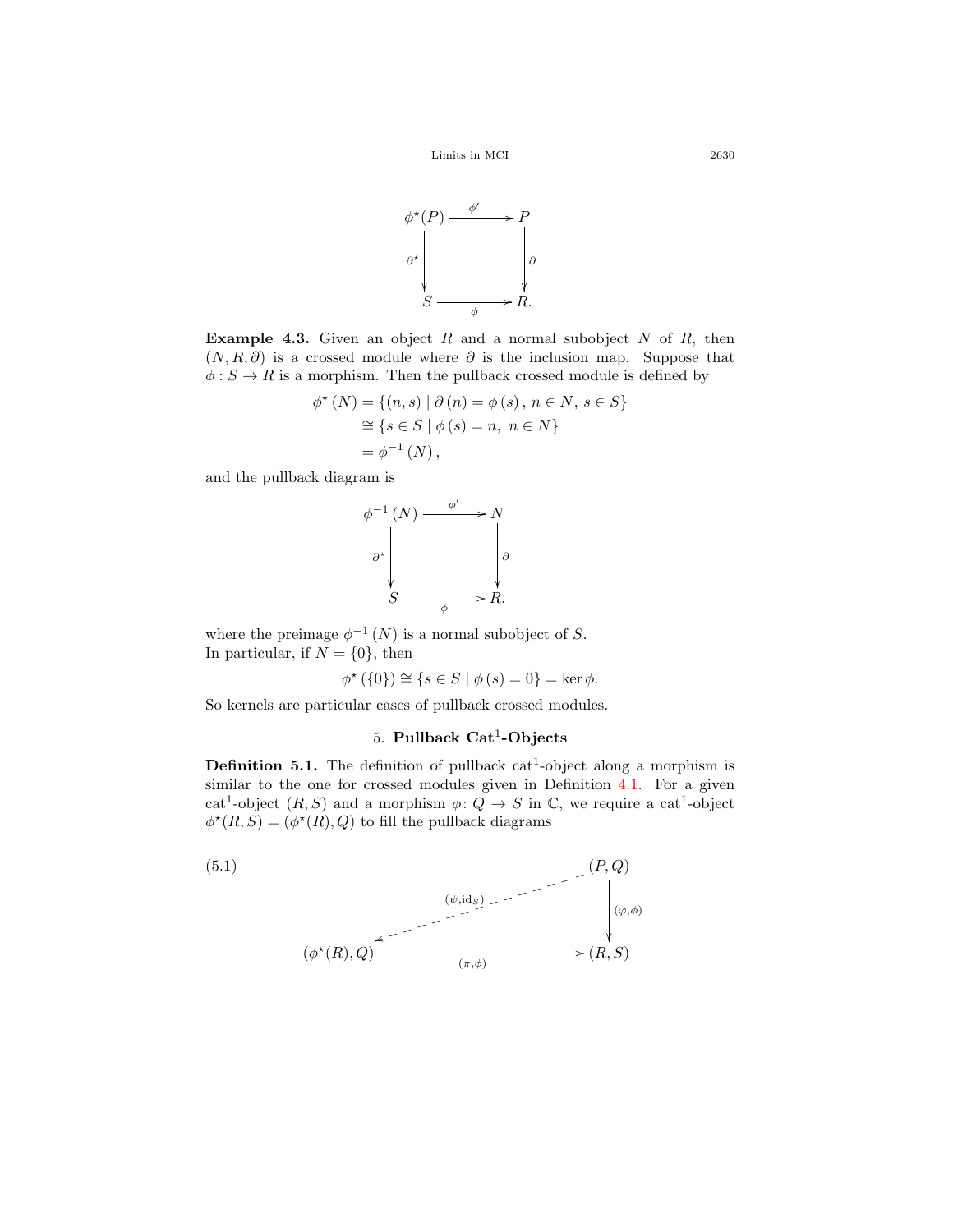$$
\begin{array}{ccc}
\phi^{\star}(P) & \xrightarrow{\phi'} & P \\
\Big\downarrow{\scriptstyle \partial^{\star}} & & \Big\downarrow{\scriptstyle \partial} \\
S & \xrightarrow[\phi]{} & R.
\end{array}
$$

**Example 4.3.** Given an object $R$ and a normal subobject $N$ of $R$, then $(N, R, \partial)$ is a crossed module where $\partial$ is the inclusion map. Suppose that $\phi : S \to R$ is a morphism. Then the pullback crossed module is defined by

$$
\begin{aligned}
\phi^{\star}(N) &= \{(n, s) \mid \partial(n) = \phi(s),\, n \in N,\, s \in S\} \\
&\cong \{s \in S \mid \phi(s) = n,\ n \in N\} \\
&= \phi^{-1}(N),
\end{aligned}
$$

and the pullback diagram is

$$
\begin{array}{ccc}
\phi^{-1}(N) & \xrightarrow{\phi'} & N \\
\Big\downarrow{\scriptstyle \partial^{\star}} & & \Big\downarrow{\scriptstyle \partial} \\
S & \xrightarrow[\phi]{} & R.
\end{array}
$$

where the preimage $\phi^{-1}(N)$ is a normal subobject of $S$.
In particular, if $N = \{0\}$, then

$$
\phi^{\star}(\{0\}) \cong \{s \in S \mid \phi(s) = 0\} = \ker \phi.
$$

So kernels are particular cases of pullback crossed modules.

## 5. Pullback Cat$^1$-Objects

**Definition 5.1.** The definition of pullback cat$^1$-object along a morphism is similar to the one for crossed modules given in Definition 4.1. For a given cat$^1$-object $(R, S)$ and a morphism $\phi \colon Q \to S$ in $\mathbb{C}$, we require a cat$^1$-object $\phi^{\star}(R, S) = (\phi^{\star}(R), Q)$ to fill the pullback diagrams

(5.1)
$$
\begin{array}{ccc}
 & & (P, Q) \\
 & \swarrow{\scriptstyle (\psi, \mathrm{id}_S)} & \Big\downarrow{\scriptstyle (\varphi, \phi)} \\
(\phi^{\star}(R), Q) & \xrightarrow[(\pi, \phi)]{} & (R, S)
\end{array}
$$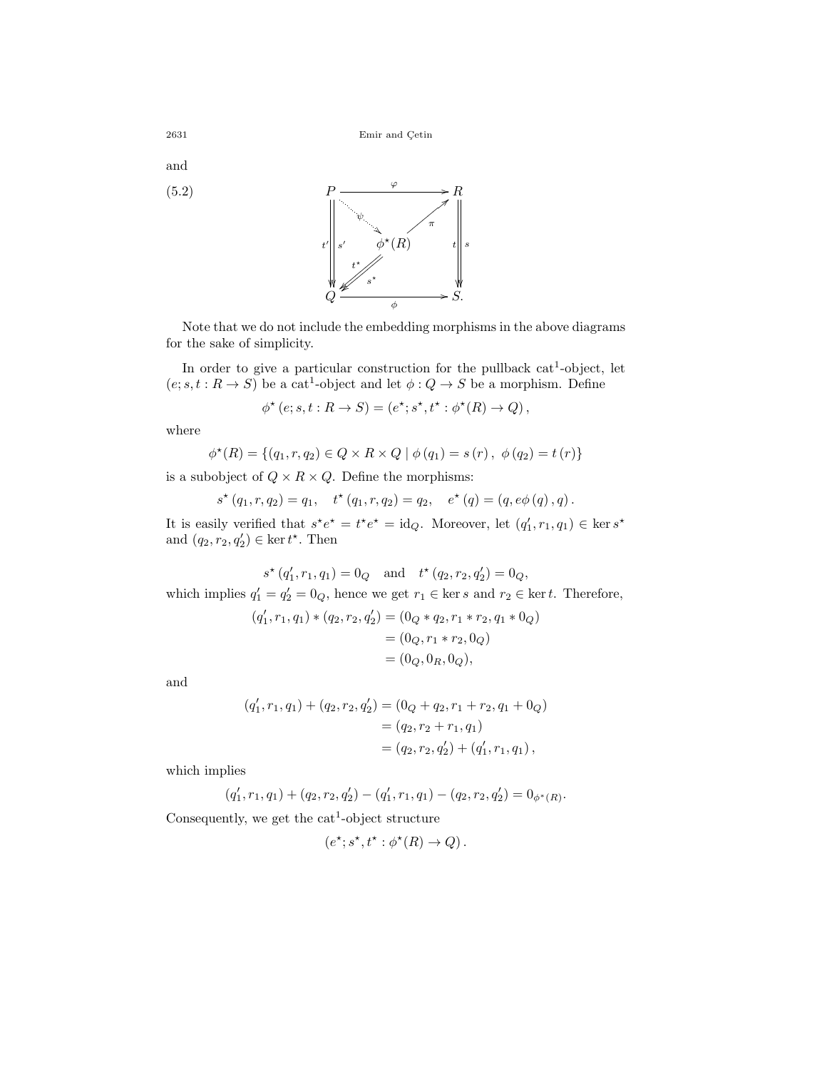and

$$
\begin{array}{ccc}
P & \xrightarrow{\varphi} & R \\
{\scriptstyle t'}\Downarrow{\scriptstyle s'} & \overset{\psi}{\searrow}\ \phi^{\star}(R)\ \overset{\pi}{\nearrow} & {\scriptstyle t}\Downarrow{\scriptstyle s} \\
 & \swarrow\!\swarrow\ {\scriptstyle t^{\star},\, s^{\star}} & \\
Q & \xrightarrow[\phi]{} & S.
\end{array}
\tag{5.2}
$$

Note that we do not include the embedding morphisms in the above diagrams for the sake of simplicity.

In order to give a particular construction for the pullback cat[1]-object, let $(e; s, t : R \to S)$ be a cat[1]-object and let $\phi : Q \to S$ be a morphism. Define

$$\phi^{\star}(e; s, t : R \to S) = (e^{\star}; s^{\star}, t^{\star} : \phi^{\star}(R) \to Q),$$

where

$$\phi^{\star}(R) = \{(q_1, r, q_2) \in Q \times R \times Q \mid \phi(q_1) = s(r),\ \phi(q_2) = t(r)\}$$

is a subobject of $Q \times R \times Q$. Define the morphisms:

$$s^{\star}(q_1, r, q_2) = q_1, \quad t^{\star}(q_1, r, q_2) = q_2, \quad e^{\star}(q) = (q, e\phi(q), q).$$

It is easily verified that $s^{\star}e^{\star} = t^{\star}e^{\star} = \mathrm{id}_Q$. Moreover, let $(q_1', r_1, q_1) \in \ker s^{\star}$ and $(q_2, r_2, q_2') \in \ker t^{\star}$. Then

$$s^{\star}(q_1', r_1, q_1) = 0_Q \quad \text{and} \quad t^{\star}(q_2, r_2, q_2') = 0_Q,$$

which implies $q_1' = q_2' = 0_Q$, hence we get $r_1 \in \ker s$ and $r_2 \in \ker t$. Therefore,

$$
\begin{aligned}
(q_1', r_1, q_1) * (q_2, r_2, q_2') &= (0_Q * q_2, r_1 * r_2, q_1 * 0_Q) \\
&= (0_Q, r_1 * r_2, 0_Q) \\
&= (0_Q, 0_R, 0_Q),
\end{aligned}
$$

and

$$
\begin{aligned}
(q_1', r_1, q_1) + (q_2, r_2, q_2') &= (0_Q + q_2, r_1 + r_2, q_1 + 0_Q) \\
&= (q_2, r_2 + r_1, q_1) \\
&= (q_2, r_2, q_2') + (q_1', r_1, q_1),
\end{aligned}
$$

which implies

$$(q_1', r_1, q_1) + (q_2, r_2, q_2') - (q_1', r_1, q_1) - (q_2, r_2, q_2') = 0_{\phi^{*}(R)}.$$

Consequently, we get the cat[1]-object structure

$$(e^{\star}; s^{\star}, t^{\star} : \phi^{\star}(R) \to Q).$$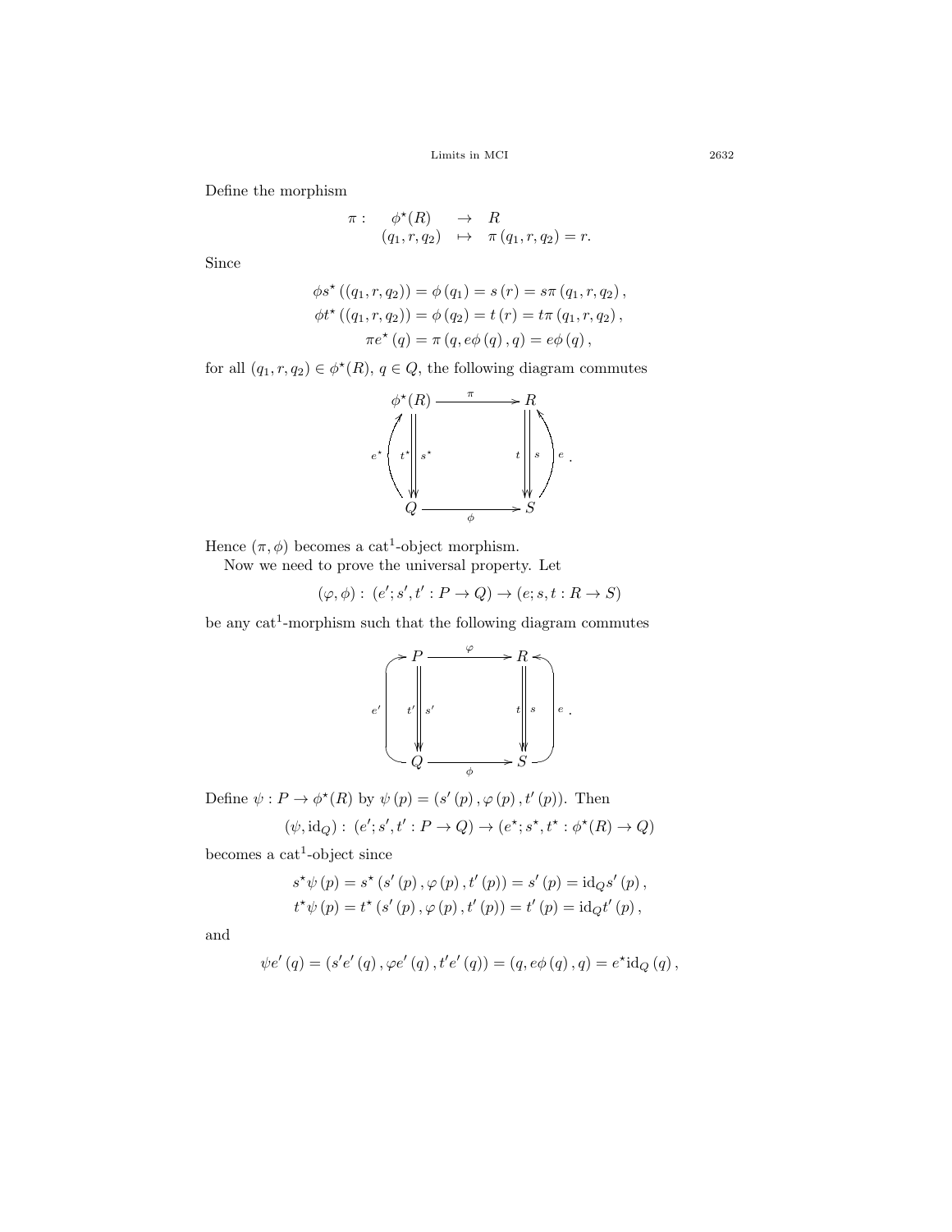Define the morphism

$$\begin{array}{rccl} \pi : & \phi^{\star}(R) & \rightarrow & R \\ & (q_1, r, q_2) & \mapsto & \pi(q_1, r, q_2) = r. \end{array}$$

Since

$$\begin{aligned} \phi s^{\star}((q_1, r, q_2)) &= \phi(q_1) = s(r) = s\pi(q_1, r, q_2), \\ \phi t^{\star}((q_1, r, q_2)) &= \phi(q_2) = t(r) = t\pi(q_1, r, q_2), \\ \pi e^{\star}(q) &= \pi(q, e\phi(q), q) = e\phi(q), \end{aligned}$$

for all $(q_1, r, q_2) \in \phi^{\star}(R)$, $q \in Q$, the following diagram commutes

$$\begin{array}{ccc} \phi^{\star}(R) & \xrightarrow{\pi} & R \\ e^{\star} \uparrow \;\; t^{\star} \downarrow\downarrow s^{\star} & & t \downarrow\downarrow s \;\; \uparrow e \\ Q & \xrightarrow[\phi]{} & S \end{array}.$$

Hence $(\pi, \phi)$ becomes a cat$^1$-object morphism.

Now we need to prove the universal property. Let

$$(\varphi, \phi) : (e'; s', t' : P \to Q) \to (e; s, t : R \to S)$$

be any cat$^1$-morphism such that the following diagram commutes

$$\begin{array}{ccc} P & \xrightarrow{\varphi} & R \\ e' \uparrow \;\; t' \downarrow\downarrow s' & & t \downarrow\downarrow s \;\; \uparrow e \\ Q & \xrightarrow[\phi]{} & S \end{array}.$$

Define $\psi : P \to \phi^{\star}(R)$ by $\psi(p) = (s'(p), \varphi(p), t'(p))$. Then

$$(\psi, \mathrm{id}_Q) : (e'; s', t' : P \to Q) \to (e^{\star}; s^{\star}, t^{\star} : \phi^{\star}(R) \to Q)$$

becomes a cat$^1$-object since

$$\begin{aligned} s^{\star}\psi(p) &= s^{\star}(s'(p), \varphi(p), t'(p)) = s'(p) = \mathrm{id}_Q s'(p), \\ t^{\star}\psi(p) &= t^{\star}(s'(p), \varphi(p), t'(p)) = t'(p) = \mathrm{id}_Q t'(p), \end{aligned}$$

and

$$\psi e'(q) = (s'e'(q), \varphi e'(q), t'e'(q)) = (q, e\phi(q), q) = e^{\star}\mathrm{id}_Q(q),$$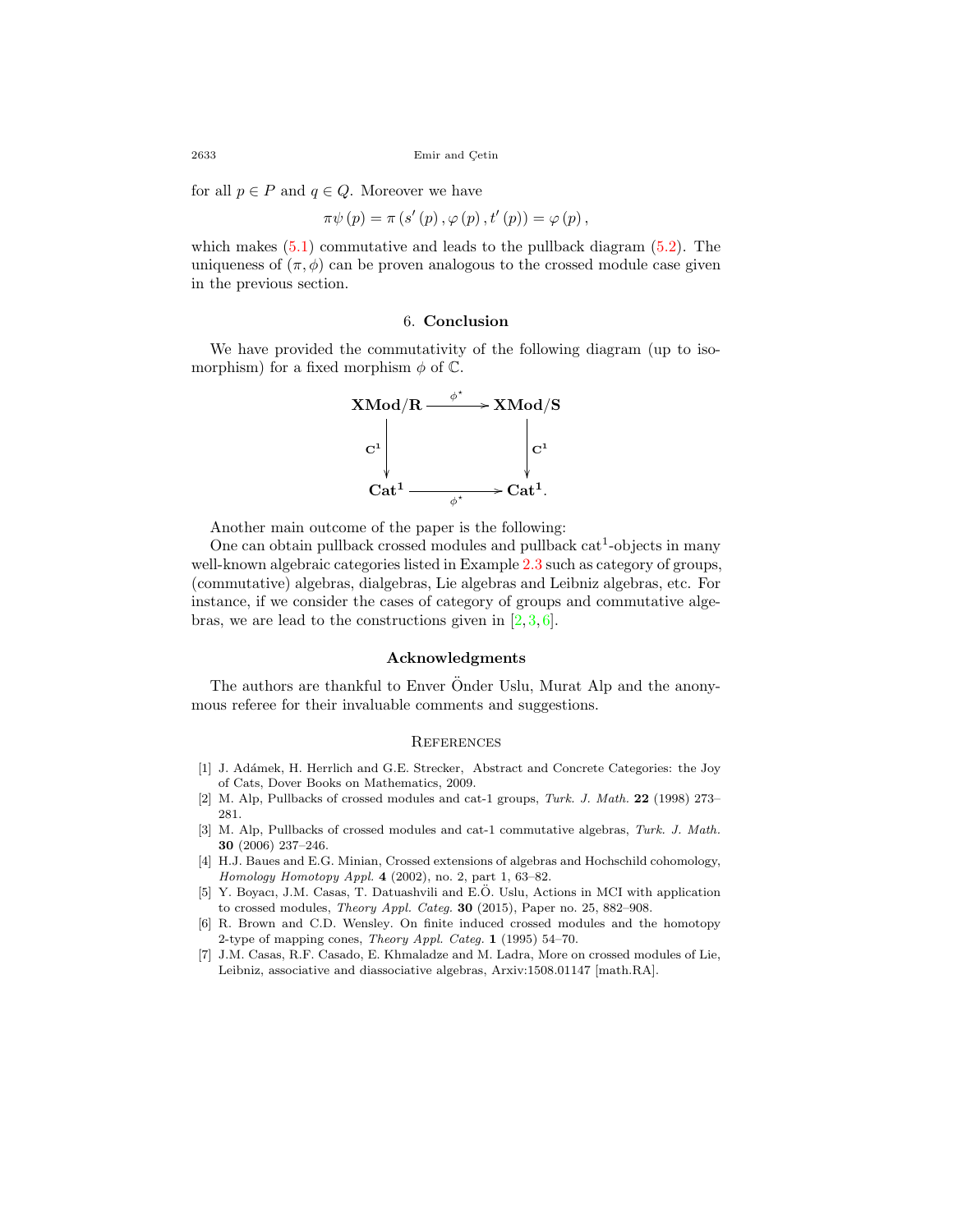for all $p \in P$ and $q \in Q$. Moreover we have

$$\pi\psi(p) = \pi(s'(p), \varphi(p), t'(p)) = \varphi(p),$$

which makes (5.1) commutative and leads to the pullback diagram (5.2). The uniqueness of $(\pi, \phi)$ can be proven analogous to the crossed module case given in the previous section.

## 6. Conclusion

We have provided the commutativity of the following diagram (up to isomorphism) for a fixed morphism $\phi$ of $\mathbb{C}$.

$$\begin{array}{ccc}
\mathbf{XMod/R} & \xrightarrow{\phi^{\star}} & \mathbf{XMod/S} \\
\Big\downarrow {\scriptstyle \mathbf{C^1}} & & \Big\downarrow {\scriptstyle \mathbf{C^1}} \\
\mathbf{Cat^1} & \xrightarrow[\phi^{\star}]{} & \mathbf{Cat^1}.
\end{array}$$

Another main outcome of the paper is the following:

One can obtain pullback crossed modules and pullback cat$^1$-objects in many well-known algebraic categories listed in Example 2.3 such as category of groups, (commutative) algebras, dialgebras, Lie algebras and Leibniz algebras, etc. For instance, if we consider the cases of category of groups and commutative algebras, we are lead to the constructions given in [2, 3, 6].

### Acknowledgments

The authors are thankful to Enver Önder Uslu, Murat Alp and the anonymous referee for their invaluable comments and suggestions.

### References

[1] J. Adámek, H. Herrlich and G.E. Strecker, Abstract and Concrete Categories: the Joy of Cats, Dover Books on Mathematics, 2009.

[2] M. Alp, Pullbacks of crossed modules and cat-1 groups, *Turk. J. Math.* **22** (1998) 273–281.

[3] M. Alp, Pullbacks of crossed modules and cat-1 commutative algebras, *Turk. J. Math.* **30** (2006) 237–246.

[4] H.J. Baues and E.G. Minian, Crossed extensions of algebras and Hochschild cohomology, *Homology Homotopy Appl.* **4** (2002), no. 2, part 1, 63–82.

[5] Y. Boyacı, J.M. Casas, T. Datuashvili and E.Ö. Uslu, Actions in MCI with application to crossed modules, *Theory Appl. Categ.* **30** (2015), Paper no. 25, 882–908.

[6] R. Brown and C.D. Wensley. On finite induced crossed modules and the homotopy 2-type of mapping cones, *Theory Appl. Categ.* **1** (1995) 54–70.

[7] J.M. Casas, R.F. Casado, E. Khmaladze and M. Ladra, More on crossed modules of Lie, Leibniz, associative and diassociative algebras, Arxiv:1508.01147 [math.RA].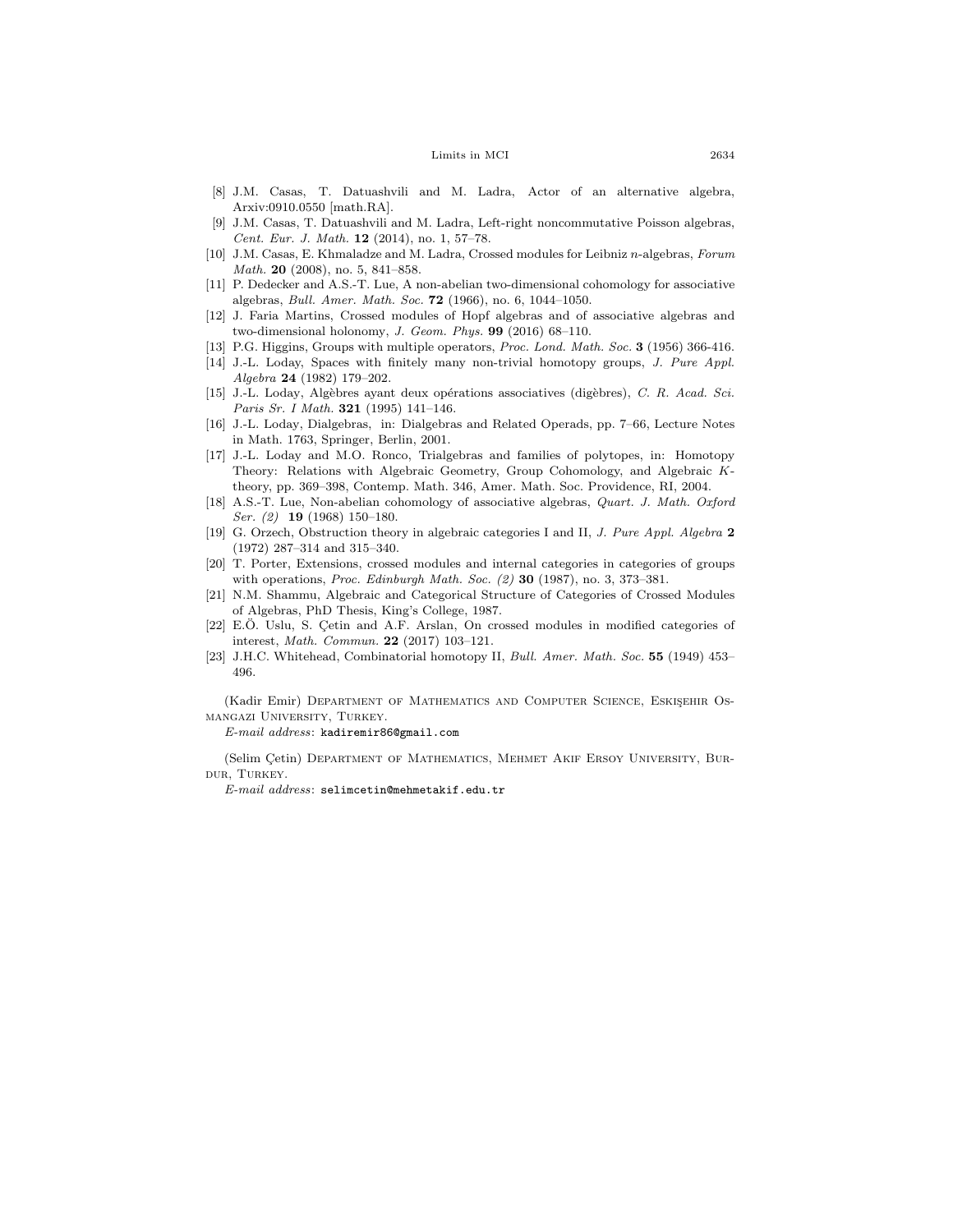[8] J.M. Casas, T. Datuashvili and M. Ladra, Actor of an alternative algebra, Arxiv:0910.0550 [math.RA].

[9] J.M. Casas, T. Datuashvili and M. Ladra, Left-right noncommutative Poisson algebras, *Cent. Eur. J. Math.* **12** (2014), no. 1, 57–78.

[10] J.M. Casas, E. Khmaladze and M. Ladra, Crossed modules for Leibniz $n$-algebras, *Forum Math.* **20** (2008), no. 5, 841–858.

[11] P. Dedecker and A.S.-T. Lue, A non-abelian two-dimensional cohomology for associative algebras, *Bull. Amer. Math. Soc.* **72** (1966), no. 6, 1044–1050.

[12] J. Faria Martins, Crossed modules of Hopf algebras and of associative algebras and two-dimensional holonomy, *J. Geom. Phys.* **99** (2016) 68–110.

[13] P.G. Higgins, Groups with multiple operators, *Proc. Lond. Math. Soc.* **3** (1956) 366-416.

[14] J.-L. Loday, Spaces with finitely many non-trivial homotopy groups, *J. Pure Appl. Algebra* **24** (1982) 179–202.

[15] J.-L. Loday, Algèbres ayant deux opérations associatives (digèbres), *C. R. Acad. Sci. Paris Sr. I Math.* **321** (1995) 141–146.

[16] J.-L. Loday, Dialgebras, in: Dialgebras and Related Operads, pp. 7–66, Lecture Notes in Math. 1763, Springer, Berlin, 2001.

[17] J.-L. Loday and M.O. Ronco, Trialgebras and families of polytopes, in: Homotopy Theory: Relations with Algebraic Geometry, Group Cohomology, and Algebraic $K$-theory, pp. 369–398, Contemp. Math. 346, Amer. Math. Soc. Providence, RI, 2004.

[18] A.S.-T. Lue, Non-abelian cohomology of associative algebras, *Quart. J. Math. Oxford Ser. (2)* **19** (1968) 150–180.

[19] G. Orzech, Obstruction theory in algebraic categories I and II, *J. Pure Appl. Algebra* **2** (1972) 287–314 and 315–340.

[20] T. Porter, Extensions, crossed modules and internal categories in categories of groups with operations, *Proc. Edinburgh Math. Soc. (2)* **30** (1987), no. 3, 373–381.

[21] N.M. Shammu, Algebraic and Categorical Structure of Categories of Crossed Modules of Algebras, PhD Thesis, King's College, 1987.

[22] E.Ö. Uslu, S. Çetin and A.F. Arslan, On crossed modules in modified categories of interest, *Math. Commun.* **22** (2017) 103–121.

[23] J.H.C. Whitehead, Combinatorial homotopy II, *Bull. Amer. Math. Soc.* **55** (1949) 453–496.

(Kadir Emir) Department of Mathematics and Computer Science, Eskişehir Osmangazi University, Turkey.

*E-mail address*: kadiremir86@gmail.com

(Selim Çetin) Department of Mathematics, Mehmet Akif Ersoy University, Burdur, Turkey.

*E-mail address*: selimcetin@mehmetakif.edu.tr